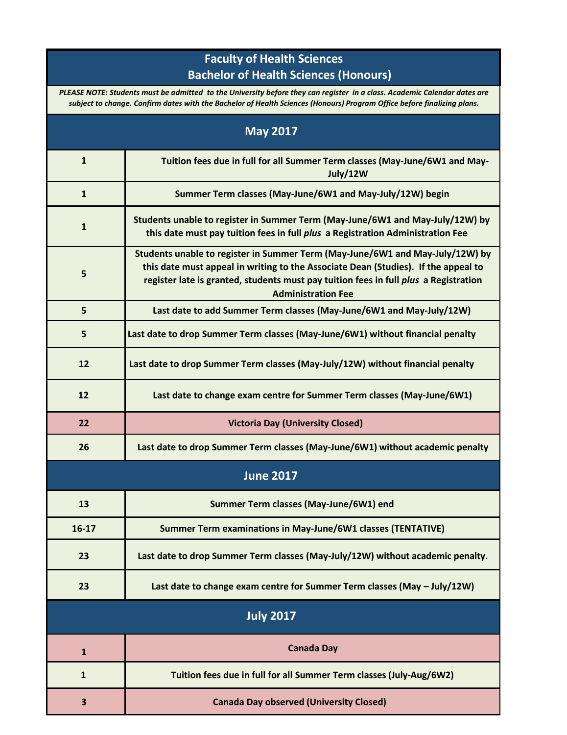# Faculty of Health Sciences
# Bachelor of Health Sciences (Honours)

***PLEASE NOTE: Students must be admitted to the University before they can register in a class. Academic Calendar dates are subject to change. Confirm dates with the Bachelor of Health Sciences (Honours) Program Office before finalizing plans.***

## May 2017

| | |
|---|---|
| 1 | Tuition fees due in full for all Summer Term classes (May-June/6W1 and May-July/12W |
| 1 | Summer Term classes (May-June/6W1 and May-July/12W) begin |
| 1 | Students unable to register in Summer Term (May-June/6W1 and May-July/12W) by this date must pay tuition fees in full *plus* a Registration Administration Fee |
| 5 | Students unable to register in Summer Term (May-June/6W1 and May-July/12W) by this date must appeal in writing to the Associate Dean (Studies). If the appeal to register late is granted, students must pay tuition fees in full *plus* a Registration Administration Fee |
| 5 | Last date to add Summer Term classes (May-June/6W1 and May-July/12W) |
| 5 | Last date to drop Summer Term classes (May-June/6W1) without financial penalty |
| 12 | Last date to drop Summer Term classes (May-July/12W) without financial penalty |
| 12 | Last date to change exam centre for Summer Term classes (May-June/6W1) |
| 22 | Victoria Day (University Closed) |
| 26 | Last date to drop Summer Term classes (May-June/6W1) without academic penalty |

## June 2017

| | |
|---|---|
| 13 | Summer Term classes (May-June/6W1) end |
| 16-17 | Summer Term examinations in May-June/6W1 classes (TENTATIVE) |
| 23 | Last date to drop Summer Term classes (May-July/12W) without academic penalty. |
| 23 | Last date to change exam centre for Summer Term classes (May – July/12W) |

## July 2017

| | |
|---|---|
| 1 | Canada Day |
| 1 | Tuition fees due in full for all Summer Term classes (July-Aug/6W2) |
| 3 | Canada Day observed (University Closed) |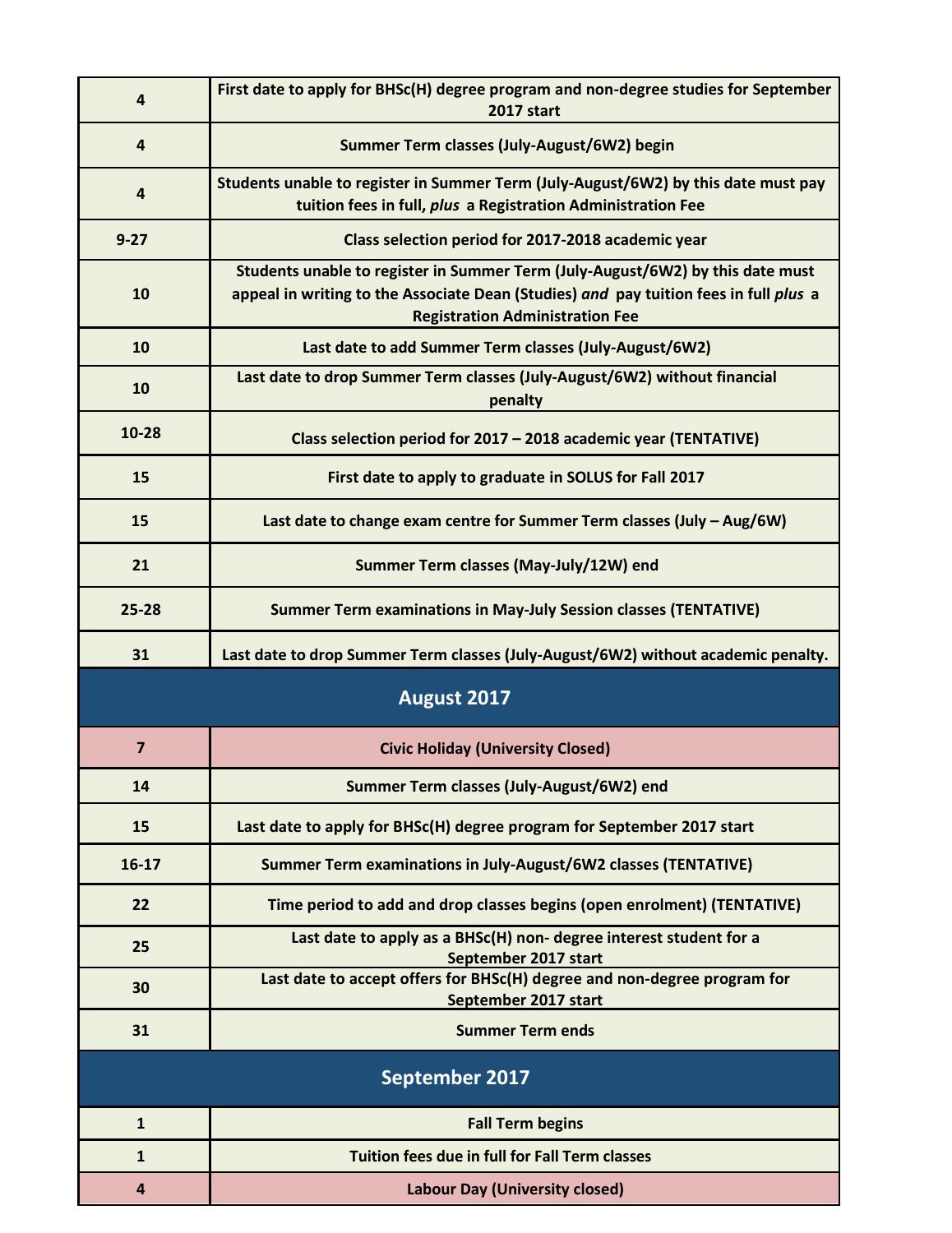| | |
|---|---|
| 4 | First date to apply for BHSc(H) degree program and non-degree studies for September 2017 start |
| 4 | Summer Term classes (July-August/6W2) begin |
| 4 | Students unable to register in Summer Term (July-August/6W2) by this date must pay tuition fees in full, *plus* a Registration Administration Fee |
| 9-27 | Class selection period for 2017-2018 academic year |
| 10 | Students unable to register in Summer Term (July-August/6W2) by this date must appeal in writing to the Associate Dean (Studies) *and* pay tuition fees in full *plus* a Registration Administration Fee |
| 10 | Last date to add Summer Term classes (July-August/6W2) |
| 10 | Last date to drop Summer Term classes (July-August/6W2) without financial penalty |
| 10-28 | Class selection period for 2017 – 2018 academic year (TENTATIVE) |
| 15 | First date to apply to graduate in SOLUS for Fall 2017 |
| 15 | Last date to change exam centre for Summer Term classes (July – Aug/6W) |
| 21 | Summer Term classes (May-July/12W) end |
| 25-28 | Summer Term examinations in May-July Session classes (TENTATIVE) |
| 31 | Last date to drop Summer Term classes (July-August/6W2) without academic penalty. |
| **August 2017** | |
| 7 | Civic Holiday (University Closed) |
| 14 | Summer Term classes (July-August/6W2) end |
| 15 | Last date to apply for BHSc(H) degree program for September 2017 start |
| 16-17 | Summer Term examinations in July-August/6W2 classes (TENTATIVE) |
| 22 | Time period to add and drop classes begins (open enrolment) (TENTATIVE) |
| 25 | Last date to apply as a BHSc(H) non- degree interest student for a September 2017 start |
| 30 | Last date to accept offers for BHSc(H) degree and non-degree program for September 2017 start |
| 31 | Summer Term ends |
| **September 2017** | |
| 1 | Fall Term begins |
| 1 | Tuition fees due in full for Fall Term classes |
| 4 | Labour Day (University closed) |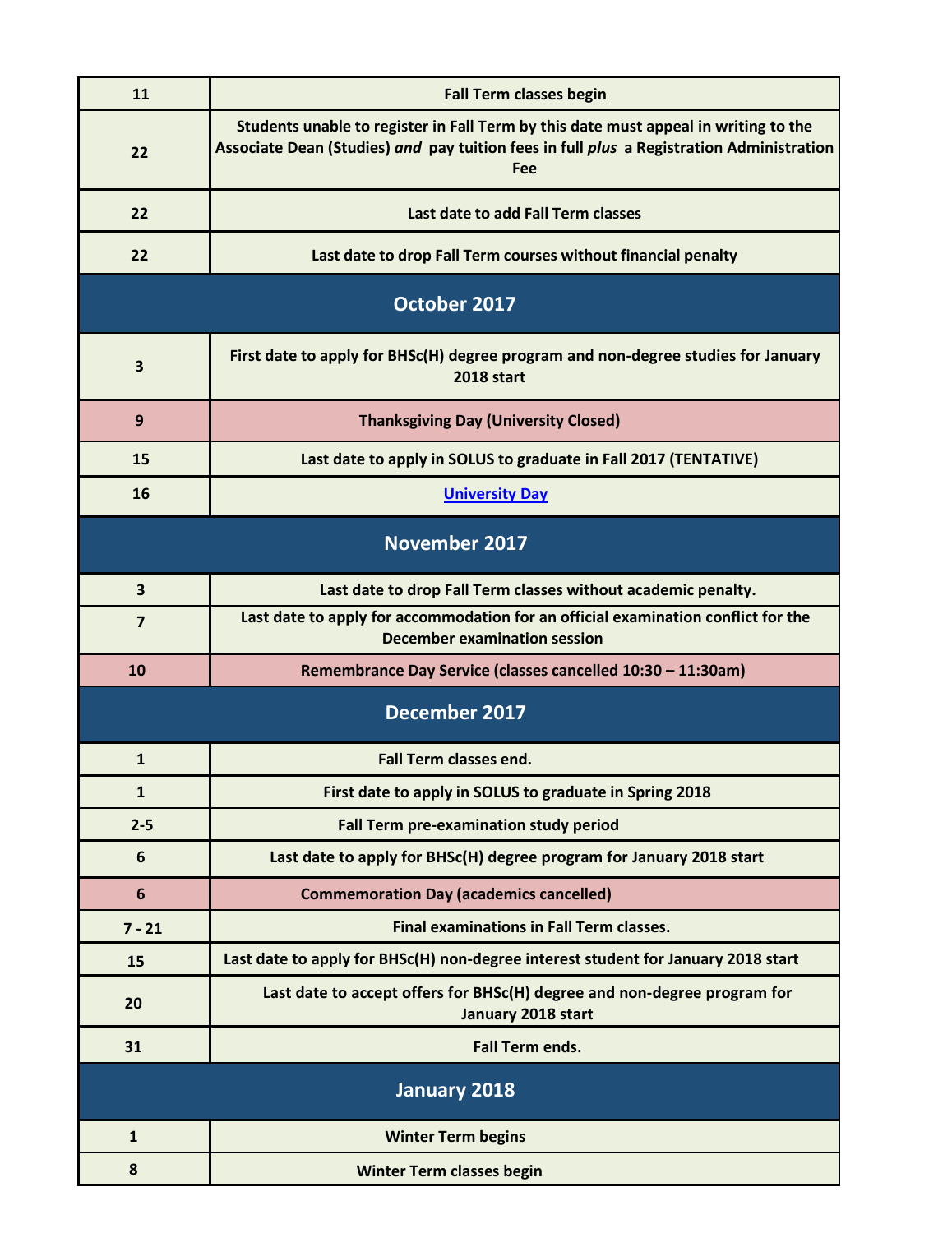| | |
|---|---|
| **11** | **Fall Term classes begin** |
| **22** | **Students unable to register in Fall Term by this date must appeal in writing to the Associate Dean (Studies) *and* pay tuition fees in full *plus* a Registration Administration Fee** |
| **22** | **Last date to add Fall Term classes** |
| **22** | **Last date to drop Fall Term courses without financial penalty** |
| **October 2017** | |
| **3** | **First date to apply for BHSc(H) degree program and non-degree studies for January 2018 start** |
| **9** | **Thanksgiving Day (University Closed)** |
| **15** | **Last date to apply in SOLUS to graduate in Fall 2017 (TENTATIVE)** |
| **16** | **University Day** |
| **November 2017** | |
| **3** | **Last date to drop Fall Term classes without academic penalty.** |
| **7** | **Last date to apply for accommodation for an official examination conflict for the December examination session** |
| **10** | **Remembrance Day Service (classes cancelled 10:30 – 11:30am)** |
| **December 2017** | |
| **1** | **Fall Term classes end.** |
| **1** | **First date to apply in SOLUS to graduate in Spring 2018** |
| **2-5** | **Fall Term pre-examination study period** |
| **6** | **Last date to apply for BHSc(H) degree program for January 2018 start** |
| **6** | **Commemoration Day (academics cancelled)** |
| **7 - 21** | **Final examinations in Fall Term classes.** |
| **15** | **Last date to apply for BHSc(H) non-degree interest student for January 2018 start** |
| **20** | **Last date to accept offers for BHSc(H) degree and non-degree program for January 2018 start** |
| **31** | **Fall Term ends.** |
| **January 2018** | |
| **1** | **Winter Term begins** |
| **8** | **Winter Term classes begin** |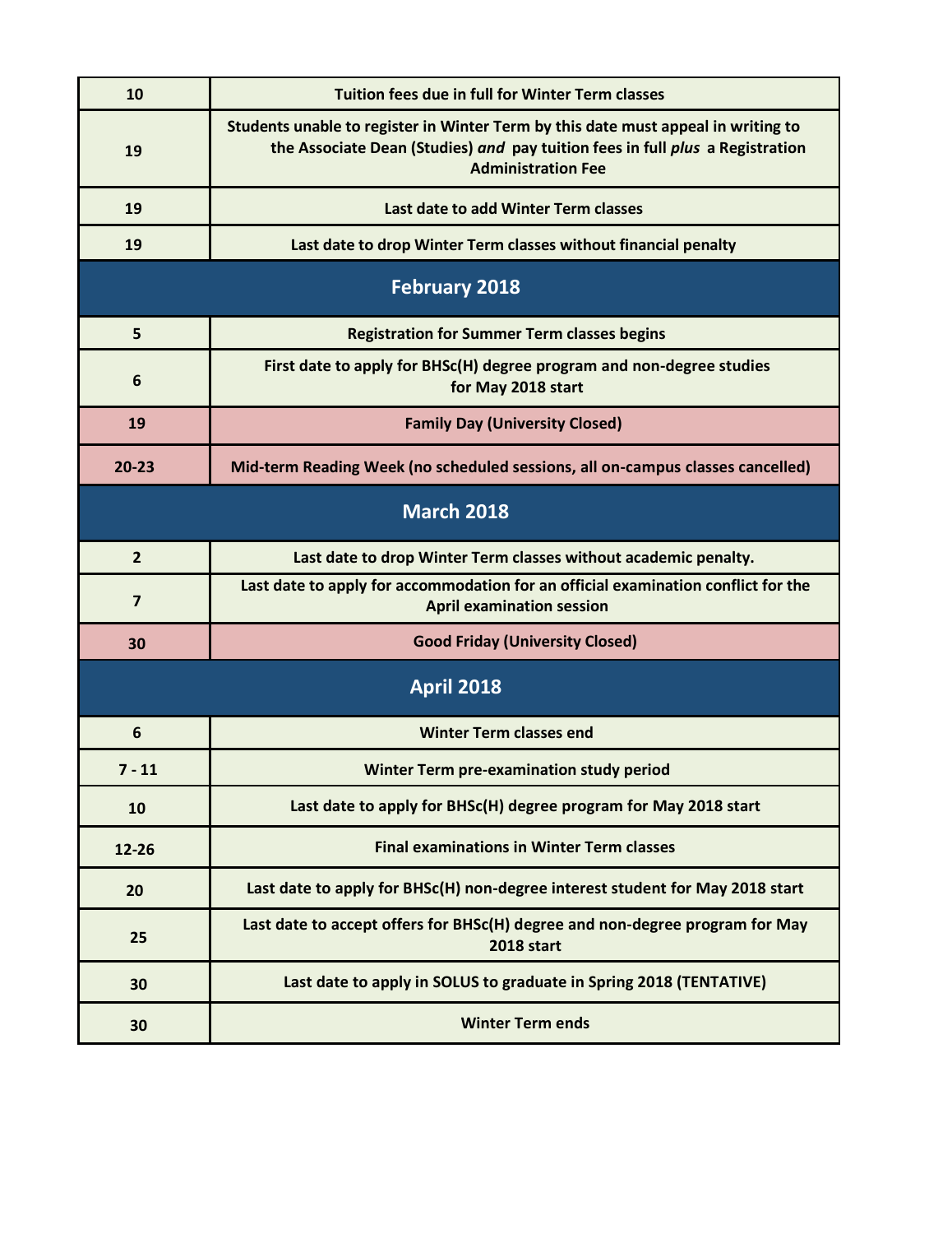| | |
|---|---|
| **10** | **Tuition fees due in full for Winter Term classes** |
| **19** | **Students unable to register in Winter Term by this date must appeal in writing to the Associate Dean (Studies) *and* pay tuition fees in full *plus* a Registration Administration Fee** |
| **19** | **Last date to add Winter Term classes** |
| **19** | **Last date to drop Winter Term classes without financial penalty** |
| **February 2018** | |
| **5** | **Registration for Summer Term classes begins** |
| **6** | **First date to apply for BHSc(H) degree program and non-degree studies for May 2018 start** |
| **19** | **Family Day (University Closed)** |
| **20-23** | **Mid-term Reading Week (no scheduled sessions, all on-campus classes cancelled)** |
| **March 2018** | |
| **2** | **Last date to drop Winter Term classes without academic penalty.** |
| **7** | **Last date to apply for accommodation for an official examination conflict for the April examination session** |
| **30** | **Good Friday (University Closed)** |
| **April 2018** | |
| **6** | **Winter Term classes end** |
| **7 - 11** | **Winter Term pre-examination study period** |
| **10** | **Last date to apply for BHSc(H) degree program for May 2018 start** |
| **12-26** | **Final examinations in Winter Term classes** |
| **20** | **Last date to apply for BHSc(H) non-degree interest student for May 2018 start** |
| **25** | **Last date to accept offers for BHSc(H) degree and non-degree program for May 2018 start** |
| **30** | **Last date to apply in SOLUS to graduate in Spring 2018 (TENTATIVE)** |
| **30** | **Winter Term ends** |